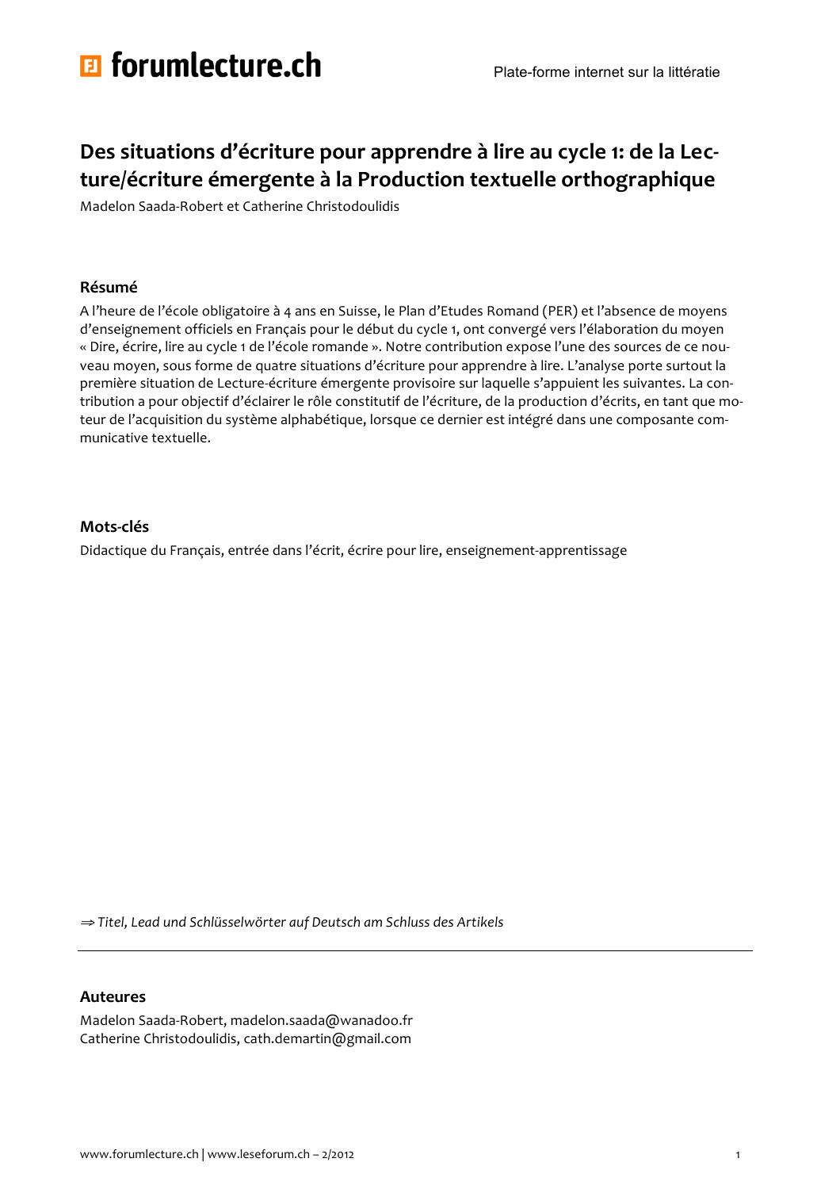# Des situations d'écriture pour apprendre à lire au cycle 1: de la Lecture/écriture émergente à la Production textuelle orthographique

Madelon Saada-Robert et Catherine Christodoulidis

## Résumé

A l'heure de l'école obligatoire à 4 ans en Suisse, le Plan d'Etudes Romand (PER) et l'absence de moyens d'enseignement officiels en Français pour le début du cycle 1, ont convergé vers l'élaboration du moyen « Dire, écrire, lire au cycle 1 de l'école romande ». Notre contribution expose l'une des sources de ce nouveau moyen, sous forme de quatre situations d'écriture pour apprendre à lire. L'analyse porte surtout la première situation de Lecture-écriture émergente provisoire sur laquelle s'appuient les suivantes. La contribution a pour objectif d'éclairer le rôle constitutif de l'écriture, de la production d'écrits, en tant que moteur de l'acquisition du système alphabétique, lorsque ce dernier est intégré dans une composante communicative textuelle.

## Mots-clés

Didactique du Français, entrée dans l'écrit, écrire pour lire, enseignement-apprentissage

⇒ *Titel, Lead und Schlüsselwörter auf Deutsch am Schluss des Artikels*

## Auteures

Madelon Saada-Robert, madelon.saada@wanadoo.fr
Catherine Christodoulidis, cath.demartin@gmail.com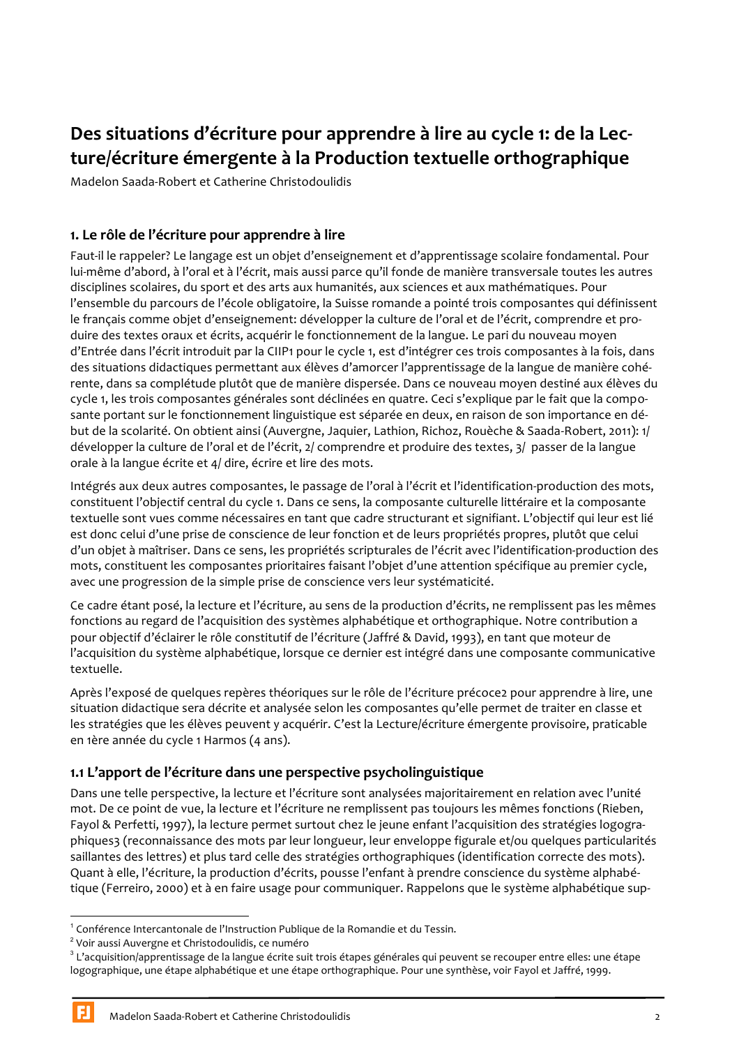# Des situations d'écriture pour apprendre à lire au cycle 1: de la Lecture/écriture émergente à la Production textuelle orthographique

Madelon Saada-Robert et Catherine Christodoulidis

## 1. Le rôle de l'écriture pour apprendre à lire

Faut-il le rappeler? Le langage est un objet d'enseignement et d'apprentissage scolaire fondamental. Pour lui-même d'abord, à l'oral et à l'écrit, mais aussi parce qu'il fonde de manière transversale toutes les autres disciplines scolaires, du sport et des arts aux humanités, aux sciences et aux mathématiques. Pour l'ensemble du parcours de l'école obligatoire, la Suisse romande a pointé trois composantes qui définissent le français comme objet d'enseignement: développer la culture de l'oral et de l'écrit, comprendre et produire des textes oraux et écrits, acquérir le fonctionnement de la langue. Le pari du nouveau moyen d'Entrée dans l'écrit introduit par la CIIP[1] pour le cycle 1, est d'intégrer ces trois composantes à la fois, dans des situations didactiques permettant aux élèves d'amorcer l'apprentissage de la langue de manière cohérente, dans sa complétude plutôt que de manière dispersée. Dans ce nouveau moyen destiné aux élèves du cycle 1, les trois composantes générales sont déclinées en quatre. Ceci s'explique par le fait que la composante portant sur le fonctionnement linguistique est séparée en deux, en raison de son importance en début de la scolarité. On obtient ainsi (Auvergne, Jaquier, Lathion, Richoz, Rouèche & Saada-Robert, 2011): 1/ développer la culture de l'oral et de l'écrit, 2/ comprendre et produire des textes, 3/ passer de la langue orale à la langue écrite et 4/ dire, écrire et lire des mots.

Intégrés aux deux autres composantes, le passage de l'oral à l'écrit et l'identification-production des mots, constituent l'objectif central du cycle 1. Dans ce sens, la composante culturelle littéraire et la composante textuelle sont vues comme nécessaires en tant que cadre structurant et signifiant. L'objectif qui leur est lié est donc celui d'une prise de conscience de leur fonction et de leurs propriétés propres, plutôt que celui d'un objet à maîtriser. Dans ce sens, les propriétés scripturales de l'écrit avec l'identification-production des mots, constituent les composantes prioritaires faisant l'objet d'une attention spécifique au premier cycle, avec une progression de la simple prise de conscience vers leur systématicité.

Ce cadre étant posé, la lecture et l'écriture, au sens de la production d'écrits, ne remplissent pas les mêmes fonctions au regard de l'acquisition des systèmes alphabétique et orthographique. Notre contribution a pour objectif d'éclairer le rôle constitutif de l'écriture (Jaffré & David, 1993), en tant que moteur de l'acquisition du système alphabétique, lorsque ce dernier est intégré dans une composante communicative textuelle.

Après l'exposé de quelques repères théoriques sur le rôle de l'écriture précoce[2] pour apprendre à lire, une situation didactique sera décrite et analysée selon les composantes qu'elle permet de traiter en classe et les stratégies que les élèves peuvent y acquérir. C'est la Lecture/écriture émergente provisoire, praticable en 1ère année du cycle 1 Harmos (4 ans).

### 1.1 L'apport de l'écriture dans une perspective psycholinguistique

Dans une telle perspective, la lecture et l'écriture sont analysées majoritairement en relation avec l'unité mot. De ce point de vue, la lecture et l'écriture ne remplissent pas toujours les mêmes fonctions (Rieben, Fayol & Perfetti, 1997), la lecture permet surtout chez le jeune enfant l'acquisition des stratégies logographiques[3] (reconnaissance des mots par leur longueur, leur enveloppe figurale et/ou quelques particularités saillantes des lettres) et plus tard celle des stratégies orthographiques (identification correcte des mots). Quant à elle, l'écriture, la production d'écrits, pousse l'enfant à prendre conscience du système alphabétique (Ferreiro, 2000) et à en faire usage pour communiquer. Rappelons que le système alphabétique sup-

[1] Conférence Intercantonale de l'Instruction Publique de la Romandie et du Tessin.

[2] Voir aussi Auvergne et Christodoulidis, ce numéro

[3] L'acquisition/apprentissage de la langue écrite suit trois étapes générales qui peuvent se recouper entre elles: une étape logographique, une étape alphabétique et une étape orthographique. Pour une synthèse, voir Fayol et Jaffré, 1999.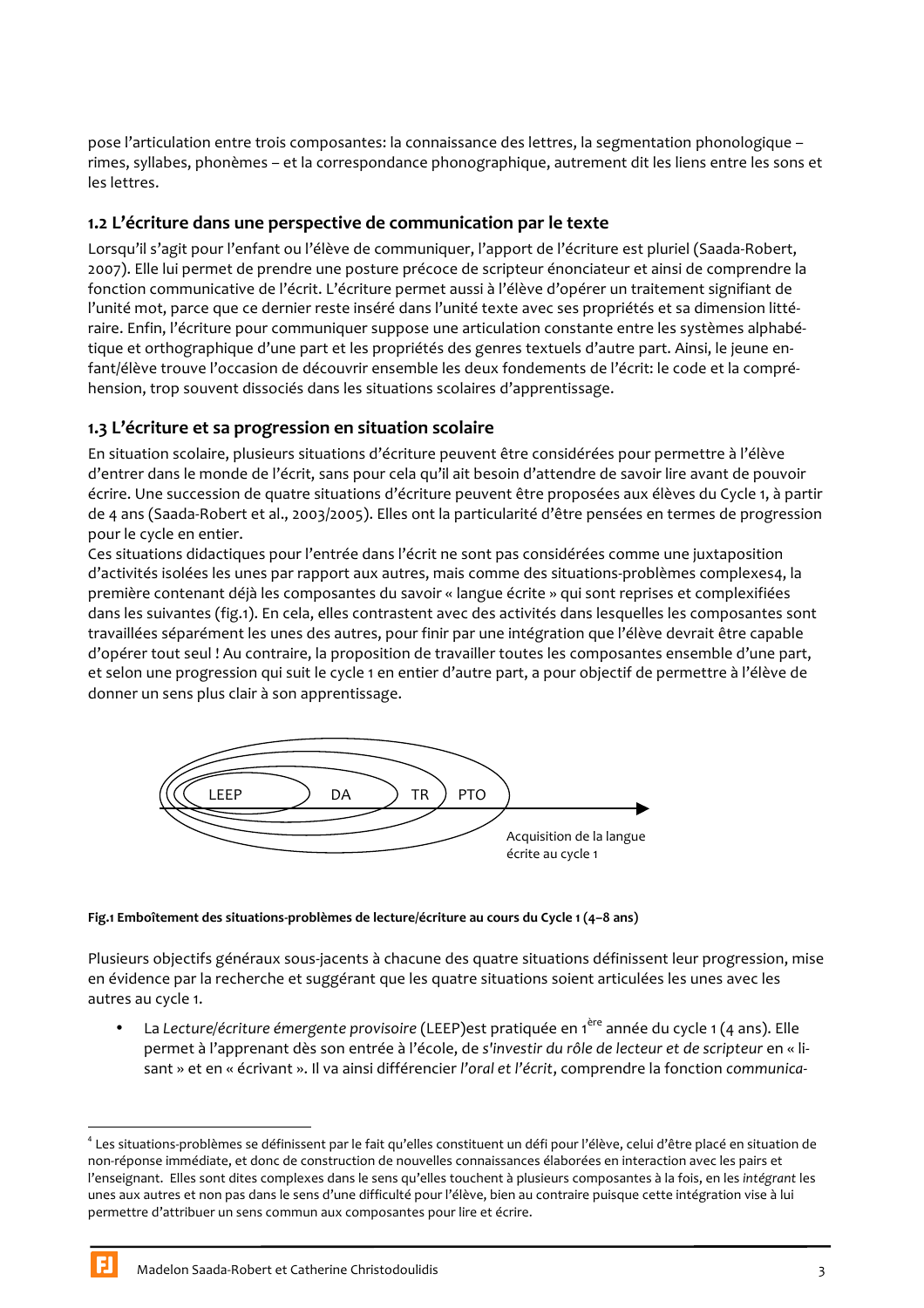pose l'articulation entre trois composantes: la connaissance des lettres, la segmentation phonologique – rimes, syllabes, phonèmes – et la correspondance phonographique, autrement dit les liens entre les sons et les lettres.

### 1.2 L'écriture dans une perspective de communication par le texte

Lorsqu'il s'agit pour l'enfant ou l'élève de communiquer, l'apport de l'écriture est pluriel (Saada-Robert, 2007). Elle lui permet de prendre une posture précoce de scripteur énonciateur et ainsi de comprendre la fonction communicative de l'écrit. L'écriture permet aussi à l'élève d'opérer un traitement signifiant de l'unité mot, parce que ce dernier reste inséré dans l'unité texte avec ses propriétés et sa dimension littéraire. Enfin, l'écriture pour communiquer suppose une articulation constante entre les systèmes alphabétique et orthographique d'une part et les propriétés des genres textuels d'autre part. Ainsi, le jeune enfant/élève trouve l'occasion de découvrir ensemble les deux fondements de l'écrit: le code et la compréhension, trop souvent dissociés dans les situations scolaires d'apprentissage.

### 1.3 L'écriture et sa progression en situation scolaire

En situation scolaire, plusieurs situations d'écriture peuvent être considérées pour permettre à l'élève d'entrer dans le monde de l'écrit, sans pour cela qu'il ait besoin d'attendre de savoir lire avant de pouvoir écrire. Une succession de quatre situations d'écriture peuvent être proposées aux élèves du Cycle 1, à partir de 4 ans (Saada-Robert et al., 2003/2005). Elles ont la particularité d'être pensées en termes de progression pour le cycle en entier.

Ces situations didactiques pour l'entrée dans l'écrit ne sont pas considérées comme une juxtaposition d'activités isolées les unes par rapport aux autres, mais comme des situations-problèmes complexes[4], la première contenant déjà les composantes du savoir « langue écrite » qui sont reprises et complexifiées dans les suivantes (fig.1). En cela, elles contrastent avec des activités dans lesquelles les composantes sont travaillées séparément les unes des autres, pour finir par une intégration que l'élève devrait être capable d'opérer tout seul ! Au contraire, la proposition de travailler toutes les composantes ensemble d'une part, et selon une progression qui suit le cycle 1 en entier d'autre part, a pour objectif de permettre à l'élève de donner un sens plus clair à son apprentissage.

LEEP DA TR PTO

Acquisition de la langue écrite au cycle 1

**Fig.1 Emboîtement des situations-problèmes de lecture/écriture au cours du Cycle 1 (4–8 ans)**

Plusieurs objectifs généraux sous-jacents à chacune des quatre situations définissent leur progression, mise en évidence par la recherche et suggérant que les quatre situations soient articulées les unes avec les autres au cycle 1.

- La *Lecture/écriture émergente provisoire* (LEEP)est pratiquée en 1[ère] année du cycle 1 (4 ans). Elle permet à l'apprenant dès son entrée à l'école, de *s'investir du rôle de lecteur et de scripteur* en « lisant » et en « écrivant ». Il va ainsi différencier *l'oral et l'écrit*, comprendre la fonction *communica-*

[4] Les situations-problèmes se définissent par le fait qu'elles constituent un défi pour l'élève, celui d'être placé en situation de non-réponse immédiate, et donc de construction de nouvelles connaissances élaborées en interaction avec les pairs et l'enseignant. Elles sont dites complexes dans le sens qu'elles touchent à plusieurs composantes à la fois, en les *intégrant* les unes aux autres et non pas dans le sens d'une difficulté pour l'élève, bien au contraire puisque cette intégration vise à lui permettre d'attribuer un sens commun aux composantes pour lire et écrire.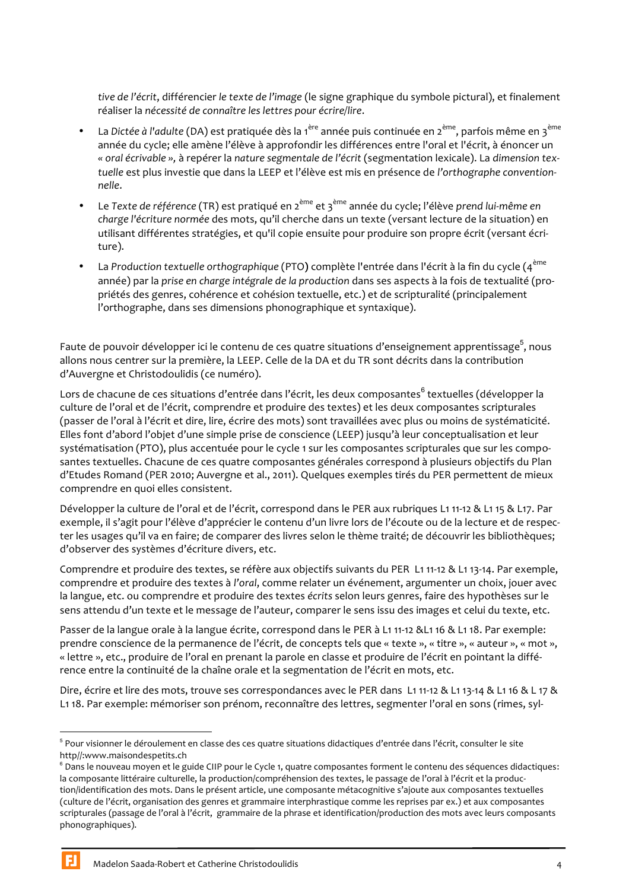tive de l'écrit*, différencier *le texte de l'image* (le signe graphique du symbole pictural), et finalement réaliser la *nécessité de connaître les lettres pour écrire/lire*.

- La *Dictée à l'adulte* (DA) est pratiquée dès la 1ère année puis continuée en 2ème, parfois même en 3ème année du cycle; elle amène l'élève à approfondir les différences entre l'oral et l'écrit, à énoncer un *« oral écrivable »*, à repérer la *nature segmentale de l'écrit* (segmentation lexicale). La *dimension textuelle* est plus investie que dans la LEEP et l'élève est mis en présence de *l'orthographe conventionnelle*.
- Le *Texte de référence* (TR) est pratiqué en 2ème et 3ème année du cycle; l'élève *prend lui-même en charge l'écriture normée* des mots, qu'il cherche dans un texte (versant lecture de la situation) en utilisant différentes stratégies, et qu'il copie ensuite pour produire son propre écrit (versant écriture).
- La *Production textuelle orthographique* (PTO) complète l'entrée dans l'écrit à la fin du cycle (4ème année) par la *prise en charge intégrale de la production* dans ses aspects à la fois de textualité (propriétés des genres, cohérence et cohésion textuelle, etc.) et de scripturalité (principalement l'orthographe, dans ses dimensions phonographique et syntaxique).

Faute de pouvoir développer ici le contenu de ces quatre situations d'enseignement apprentissage[5], nous allons nous centrer sur la première, la LEEP. Celle de la DA et du TR sont décrits dans la contribution d'Auvergne et Christodoulidis (ce numéro).

Lors de chacune de ces situations d'entrée dans l'écrit, les deux composantes[6] textuelles (développer la culture de l'oral et de l'écrit, comprendre et produire des textes) et les deux composantes scripturales (passer de l'oral à l'écrit et dire, lire, écrire des mots) sont travaillées avec plus ou moins de systématicité. Elles font d'abord l'objet d'une simple prise de conscience (LEEP) jusqu'à leur conceptualisation et leur systématisation (PTO), plus accentuée pour le cycle 1 sur les composantes scripturales que sur les composantes textuelles. Chacune de ces quatre composantes générales correspond à plusieurs objectifs du Plan d'Etudes Romand (PER 2010; Auvergne et al., 2011). Quelques exemples tirés du PER permettent de mieux comprendre en quoi elles consistent.

Développer la culture de l'oral et de l'écrit, correspond dans le PER aux rubriques L1 11-12 & L1 15 & L17. Par exemple, il s'agit pour l'élève d'apprécier le contenu d'un livre lors de l'écoute ou de la lecture et de respecter les usages qu'il va en faire; de comparer des livres selon le thème traité; de découvrir les bibliothèques; d'observer des systèmes d'écriture divers, etc.

Comprendre et produire des textes, se réfère aux objectifs suivants du PER L1 11-12 & L1 13-14. Par exemple, comprendre et produire des textes à *l'oral*, comme relater un événement, argumenter un choix, jouer avec la langue, etc. ou comprendre et produire des textes *écrits* selon leurs genres, faire des hypothèses sur le sens attendu d'un texte et le message de l'auteur, comparer le sens issu des images et celui du texte, etc.

Passer de la langue orale à la langue écrite, correspond dans le PER à L1 11-12 &L1 16 & L1 18. Par exemple: prendre conscience de la permanence de l'écrit, de concepts tels que « texte », « titre », « auteur », « mot », « lettre », etc., produire de l'oral en prenant la parole en classe et produire de l'écrit en pointant la différence entre la continuité de la chaîne orale et la segmentation de l'écrit en mots, etc.

Dire, écrire et lire des mots, trouve ses correspondances avec le PER dans L1 11-12 & L1 13-14 & L1 16 & L 17 & L1 18. Par exemple: mémoriser son prénom, reconnaître des lettres, segmenter l'oral en sons (rimes, syl-

---

[5] Pour visionner le déroulement en classe des ces quatre situations didactiques d'entrée dans l'écrit, consulter le site http//:www.maisondespetits.ch

[6] Dans le nouveau moyen et le guide CIIP pour le Cycle 1, quatre composantes forment le contenu des séquences didactiques: la composante littéraire culturelle, la production/compréhension des textes, le passage de l'oral à l'écrit et la production/identification des mots. Dans le présent article, une composante métacognitive s'ajoute aux composantes textuelles (culture de l'écrit, organisation des genres et grammaire interphrastique comme les reprises par ex.) et aux composantes scripturales (passage de l'oral à l'écrit, grammaire de la phrase et identification/production des mots avec leurs composants phonographiques).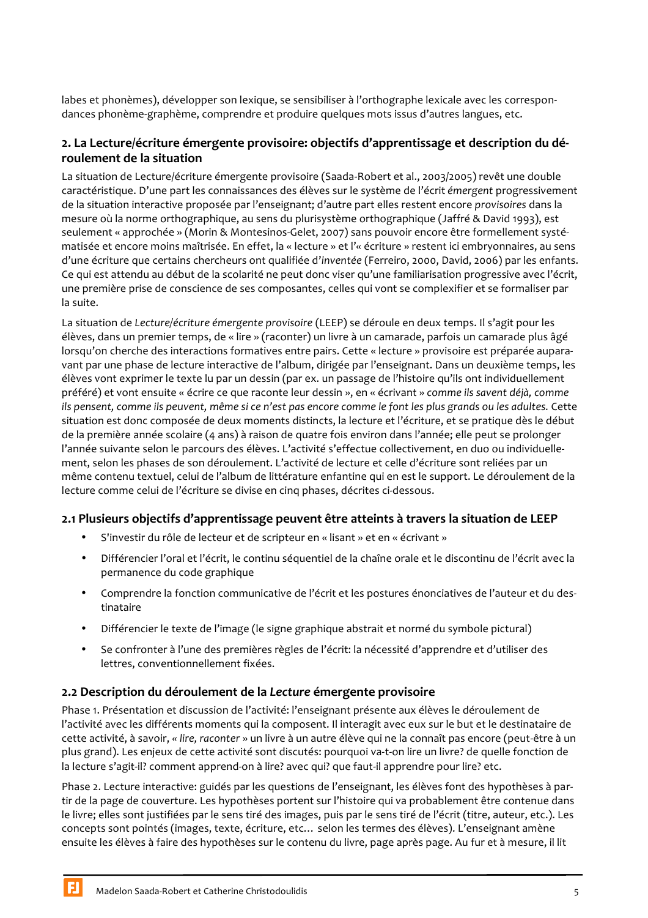labes et phonèmes), développer son lexique, se sensibiliser à l'orthographe lexicale avec les correspondances phonème-graphème, comprendre et produire quelques mots issus d'autres langues, etc.

## 2. La Lecture/écriture émergente provisoire: objectifs d'apprentissage et description du déroulement de la situation

La situation de Lecture/écriture émergente provisoire (Saada-Robert et al., 2003/2005) revêt une double caractéristique. D'une part les connaissances des élèves sur le système de l'écrit *émergent* progressivement de la situation interactive proposée par l'enseignant; d'autre part elles restent encore *provisoires* dans la mesure où la norme orthographique, au sens du plurisystème orthographique (Jaffré & David 1993), est seulement « approchée » (Morin & Montesinos-Gelet, 2007) sans pouvoir encore être formellement systématisée et encore moins maîtrisée. En effet, la « lecture » et l'« écriture » restent ici embryonnaires, au sens d'une écriture que certains chercheurs ont qualifiée d'*inventée* (Ferreiro, 2000, David, 2006) par les enfants. Ce qui est attendu au début de la scolarité ne peut donc viser qu'une familiarisation progressive avec l'écrit, une première prise de conscience de ses composantes, celles qui vont se complexifier et se formaliser par la suite.

La situation de *Lecture/écriture émergente provisoire* (LEEP) se déroule en deux temps. Il s'agit pour les élèves, dans un premier temps, de « lire » (raconter) un livre à un camarade, parfois un camarade plus âgé lorsqu'on cherche des interactions formatives entre pairs. Cette « lecture » provisoire est préparée auparavant par une phase de lecture interactive de l'album, dirigée par l'enseignant. Dans un deuxième temps, les élèves vont exprimer le texte lu par un dessin (par ex. un passage de l'histoire qu'ils ont individuellement préféré) et vont ensuite « écrire ce que raconte leur dessin », en « écrivant » *comme ils savent déjà, comme ils pensent, comme ils peuvent, même si ce n'est pas encore comme le font les plus grands ou les adultes.* Cette situation est donc composée de deux moments distincts, la lecture et l'écriture, et se pratique dès le début de la première année scolaire (4 ans) à raison de quatre fois environ dans l'année; elle peut se prolonger l'année suivante selon le parcours des élèves. L'activité s'effectue collectivement, en duo ou individuellement, selon les phases de son déroulement. L'activité de lecture et celle d'écriture sont reliées par un même contenu textuel, celui de l'album de littérature enfantine qui en est le support. Le déroulement de la lecture comme celui de l'écriture se divise en cinq phases, décrites ci-dessous.

### 2.1 Plusieurs objectifs d'apprentissage peuvent être atteints à travers la situation de LEEP

- S'investir du rôle de lecteur et de scripteur en « lisant » et en « écrivant »
- Différencier l'oral et l'écrit, le continu séquentiel de la chaîne orale et le discontinu de l'écrit avec la permanence du code graphique
- Comprendre la fonction communicative de l'écrit et les postures énonciatives de l'auteur et du destinataire
- Différencier le texte de l'image (le signe graphique abstrait et normé du symbole pictural)
- Se confronter à l'une des premières règles de l'écrit: la nécessité d'apprendre et d'utiliser des lettres, conventionnellement fixées.

### 2.2 Description du déroulement de la *Lecture* émergente provisoire

Phase 1. Présentation et discussion de l'activité: l'enseignant présente aux élèves le déroulement de l'activité avec les différents moments qui la composent. Il interagit avec eux sur le but et le destinataire de cette activité, à savoir, « *lire, raconter* » un livre à un autre élève qui ne la connaît pas encore (peut-être à un plus grand). Les enjeux de cette activité sont discutés: pourquoi va-t-on lire un livre? de quelle fonction de la lecture s'agit-il? comment apprend-on à lire? avec qui? que faut-il apprendre pour lire? etc.

Phase 2. Lecture interactive: guidés par les questions de l'enseignant, les élèves font des hypothèses à partir de la page de couverture. Les hypothèses portent sur l'histoire qui va probablement être contenue dans le livre; elles sont justifiées par le sens tiré des images, puis par le sens tiré de l'écrit (titre, auteur, etc.). Les concepts sont pointés (images, texte, écriture, etc… selon les termes des élèves). L'enseignant amène ensuite les élèves à faire des hypothèses sur le contenu du livre, page après page. Au fur et à mesure, il lit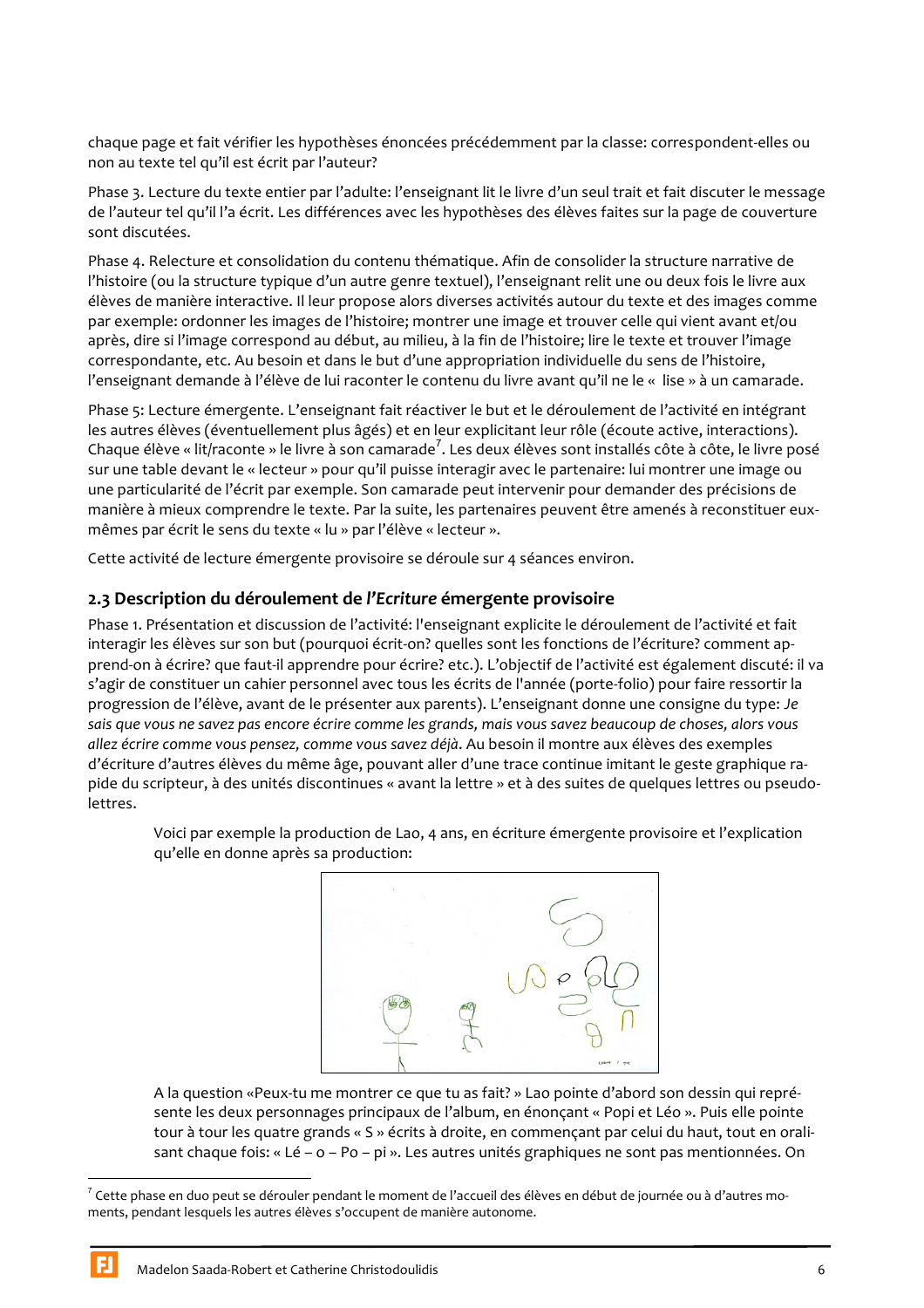chaque page et fait vérifier les hypothèses énoncées précédemment par la classe: correspondent-elles ou non au texte tel qu'il est écrit par l'auteur?

Phase 3. Lecture du texte entier par l'adulte: l'enseignant lit le livre d'un seul trait et fait discuter le message de l'auteur tel qu'il l'a écrit. Les différences avec les hypothèses des élèves faites sur la page de couverture sont discutées.

Phase 4. Relecture et consolidation du contenu thématique. Afin de consolider la structure narrative de l'histoire (ou la structure typique d'un autre genre textuel), l'enseignant relit une ou deux fois le livre aux élèves de manière interactive. Il leur propose alors diverses activités autour du texte et des images comme par exemple: ordonner les images de l'histoire; montrer une image et trouver celle qui vient avant et/ou après, dire si l'image correspond au début, au milieu, à la fin de l'histoire; lire le texte et trouver l'image correspondante, etc. Au besoin et dans le but d'une appropriation individuelle du sens de l'histoire, l'enseignant demande à l'élève de lui raconter le contenu du livre avant qu'il ne le « lise » à un camarade.

Phase 5: Lecture émergente. L'enseignant fait réactiver le but et le déroulement de l'activité en intégrant les autres élèves (éventuellement plus âgés) et en leur explicitant leur rôle (écoute active, interactions). Chaque élève « lit/raconte » le livre à son camarade[7]. Les deux élèves sont installés côte à côte, le livre posé sur une table devant le « lecteur » pour qu'il puisse interagir avec le partenaire: lui montrer une image ou une particularité de l'écrit par exemple. Son camarade peut intervenir pour demander des précisions de manière à mieux comprendre le texte. Par la suite, les partenaires peuvent être amenés à reconstituer eux-mêmes par écrit le sens du texte « lu » par l'élève « lecteur ».

Cette activité de lecture émergente provisoire se déroule sur 4 séances environ.

## 2.3 Description du déroulement de *l'Ecriture* émergente provisoire

Phase 1. Présentation et discussion de l'activité: l'enseignant explicite le déroulement de l'activité et fait interagir les élèves sur son but (pourquoi écrit-on? quelles sont les fonctions de l'écriture? comment apprend-on à écrire? que faut-il apprendre pour écrire? etc.). L'objectif de l'activité est également discuté: il va s'agir de constituer un cahier personnel avec tous les écrits de l'année (porte-folio) pour faire ressortir la progression de l'élève, avant de le présenter aux parents). L'enseignant donne une consigne du type: *Je sais que vous ne savez pas encore écrire comme les grands, mais vous savez beaucoup de choses, alors vous allez écrire comme vous pensez, comme vous savez déjà*. Au besoin il montre aux élèves des exemples d'écriture d'autres élèves du même âge, pouvant aller d'une trace continue imitant le geste graphique rapide du scripteur, à des unités discontinues « avant la lettre » et à des suites de quelques lettres ou pseudo-lettres.

Voici par exemple la production de Lao, 4 ans, en écriture émergente provisoire et l'explication qu'elle en donne après sa production:

A la question «Peux-tu me montrer ce que tu as fait? » Lao pointe d'abord son dessin qui représente les deux personnages principaux de l'album, en énonçant « Popi et Léo ». Puis elle pointe tour à tour les quatre grands « S » écrits à droite, en commençant par celui du haut, tout en oralisant chaque fois: « Lé – o – Po – pi ». Les autres unités graphiques ne sont pas mentionnées. On

---

[7] Cette phase en duo peut se dérouler pendant le moment de l'accueil des élèves en début de journée ou à d'autres moments, pendant lesquels les autres élèves s'occupent de manière autonome.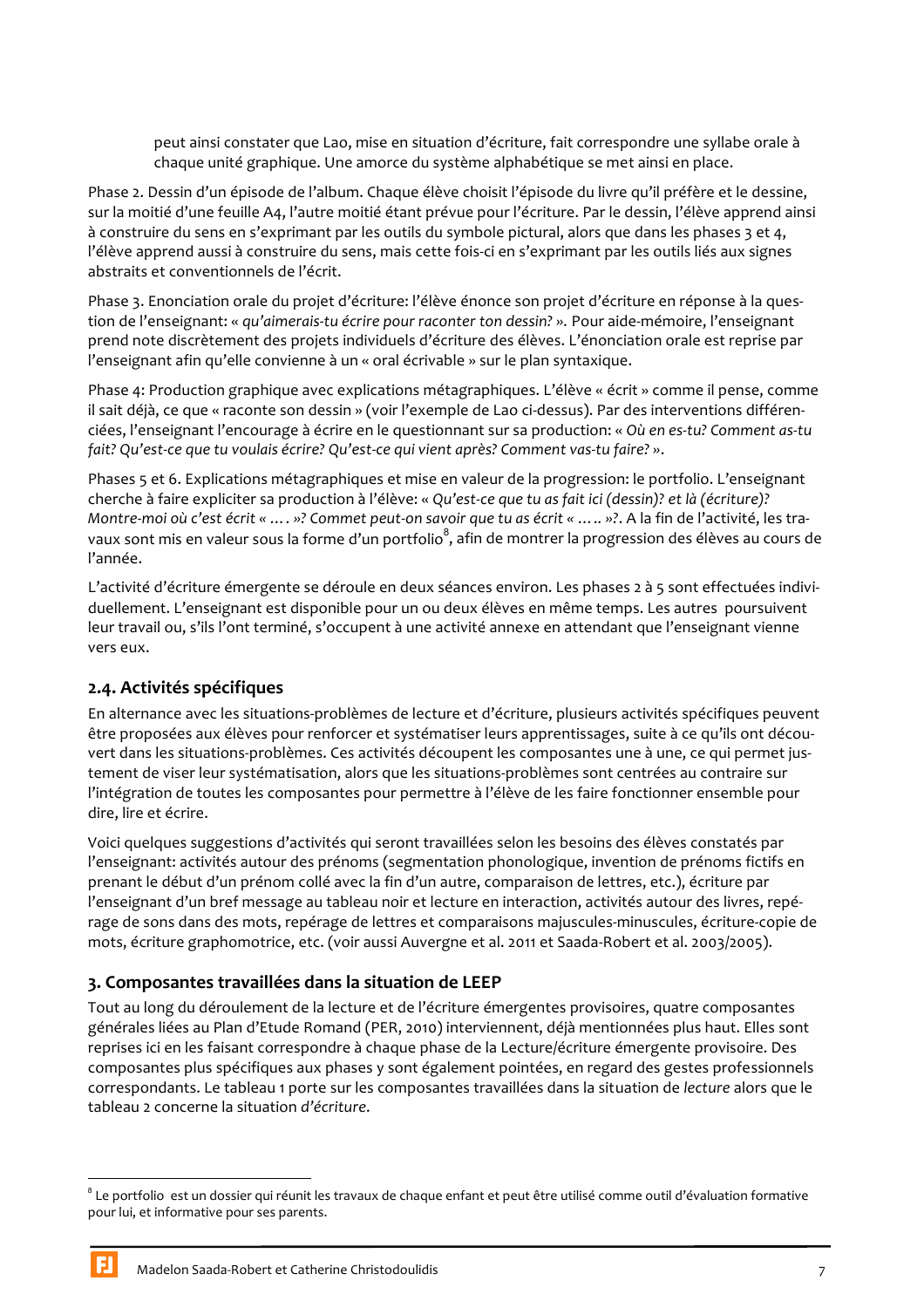peut ainsi constater que Lao, mise en situation d'écriture, fait correspondre une syllabe orale à chaque unité graphique. Une amorce du système alphabétique se met ainsi en place.

Phase 2. Dessin d'un épisode de l'album. Chaque élève choisit l'épisode du livre qu'il préfère et le dessine, sur la moitié d'une feuille A4, l'autre moitié étant prévue pour l'écriture. Par le dessin, l'élève apprend ainsi à construire du sens en s'exprimant par les outils du symbole pictural, alors que dans les phases 3 et 4, l'élève apprend aussi à construire du sens, mais cette fois-ci en s'exprimant par les outils liés aux signes abstraits et conventionnels de l'écrit.

Phase 3. Enonciation orale du projet d'écriture: l'élève énonce son projet d'écriture en réponse à la question de l'enseignant: « *qu'aimerais-tu écrire pour raconter ton dessin?* ». Pour aide-mémoire, l'enseignant prend note discrètement des projets individuels d'écriture des élèves. L'énonciation orale est reprise par l'enseignant afin qu'elle convienne à un « oral écrivable » sur le plan syntaxique.

Phase 4: Production graphique avec explications métagraphiques. L'élève « écrit » comme il pense, comme il sait déjà, ce que « raconte son dessin » (voir l'exemple de Lao ci-dessus). Par des interventions différenciées, l'enseignant l'encourage à écrire en le questionnant sur sa production: « *Où en es-tu? Comment as-tu fait? Qu'est-ce que tu voulais écrire? Qu'est-ce qui vient après? Comment vas-tu faire?* ».

Phases 5 et 6. Explications métagraphiques et mise en valeur de la progression: le portfolio. L'enseignant cherche à faire expliciter sa production à l'élève: « *Qu'est-ce que tu as fait ici (dessin)? et là (écriture)? Montre-moi où c'est écrit « …. »? Commet peut-on savoir que tu as écrit « ….. »?*. A la fin de l'activité, les travaux sont mis en valeur sous la forme d'un portfolio[8], afin de montrer la progression des élèves au cours de l'année.

L'activité d'écriture émergente se déroule en deux séances environ. Les phases 2 à 5 sont effectuées individuellement. L'enseignant est disponible pour un ou deux élèves en même temps. Les autres poursuivent leur travail ou, s'ils l'ont terminé, s'occupent à une activité annexe en attendant que l'enseignant vienne vers eux.

### 2.4. Activités spécifiques

En alternance avec les situations-problèmes de lecture et d'écriture, plusieurs activités spécifiques peuvent être proposées aux élèves pour renforcer et systématiser leurs apprentissages, suite à ce qu'ils ont découvert dans les situations-problèmes. Ces activités découpent les composantes une à une, ce qui permet justement de viser leur systématisation, alors que les situations-problèmes sont centrées au contraire sur l'intégration de toutes les composantes pour permettre à l'élève de les faire fonctionner ensemble pour dire, lire et écrire.

Voici quelques suggestions d'activités qui seront travaillées selon les besoins des élèves constatés par l'enseignant: activités autour des prénoms (segmentation phonologique, invention de prénoms fictifs en prenant le début d'un prénom collé avec la fin d'un autre, comparaison de lettres, etc.), écriture par l'enseignant d'un bref message au tableau noir et lecture en interaction, activités autour des livres, repérage de sons dans des mots, repérage de lettres et comparaisons majuscules-minuscules, écriture-copie de mots, écriture graphomotrice, etc. (voir aussi Auvergne et al. 2011 et Saada-Robert et al. 2003/2005).

## 3. Composantes travaillées dans la situation de LEEP

Tout au long du déroulement de la lecture et de l'écriture émergentes provisoires, quatre composantes générales liées au Plan d'Etude Romand (PER, 2010) interviennent, déjà mentionnées plus haut. Elles sont reprises ici en les faisant correspondre à chaque phase de la Lecture/écriture émergente provisoire. Des composantes plus spécifiques aux phases y sont également pointées, en regard des gestes professionnels correspondants. Le tableau 1 porte sur les composantes travaillées dans la situation de *lecture* alors que le tableau 2 concerne la situation *d'écriture.*

---

[8] Le portfolio est un dossier qui réunit les travaux de chaque enfant et peut être utilisé comme outil d'évaluation formative pour lui, et informative pour ses parents.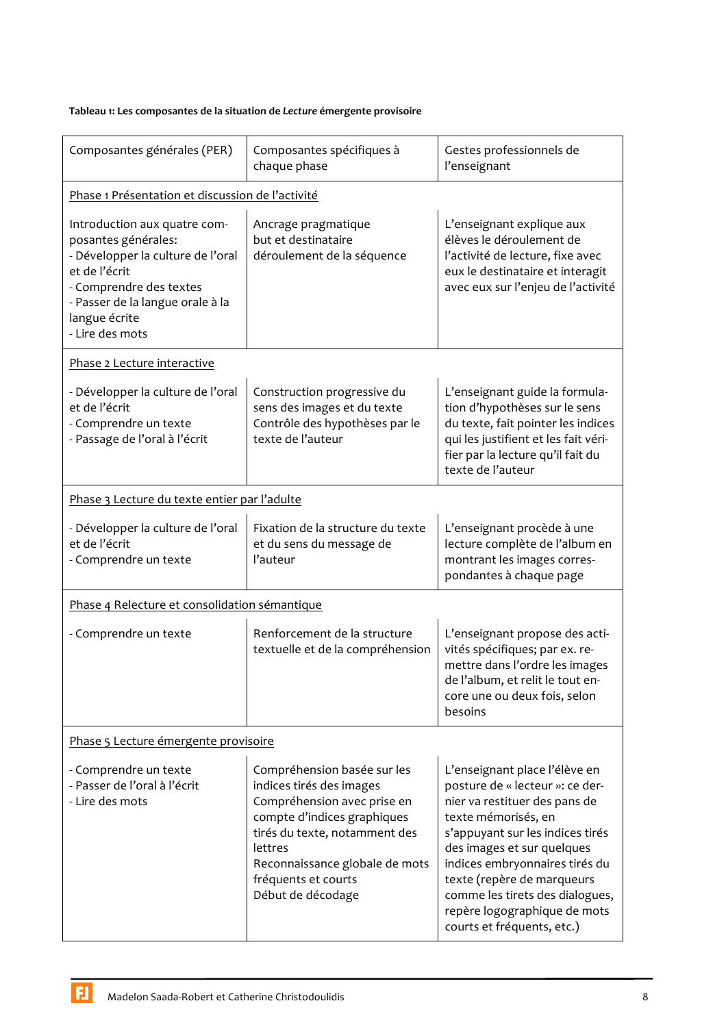**Tableau 1: Les composantes de la situation de *Lecture* émergente provisoire**

| Composantes générales (PER) | Composantes spécifiques à chaque phase | Gestes professionnels de l'enseignant |
|---|---|---|
| Phase 1 Présentation et discussion de l'activité | | |
| Introduction aux quatre composantes générales:<br>- Développer la culture de l'oral et de l'écrit<br>- Comprendre des textes<br>- Passer de la langue orale à la langue écrite<br>- Lire des mots | Ancrage pragmatique<br>but et destinataire<br>déroulement de la séquence | L'enseignant explique aux élèves le déroulement de l'activité de lecture, fixe avec eux le destinataire et interagit avec eux sur l'enjeu de l'activité |
| Phase 2 Lecture interactive | | |
| - Développer la culture de l'oral et de l'écrit<br>- Comprendre un texte<br>- Passage de l'oral à l'écrit | Construction progressive du sens des images et du texte<br>Contrôle des hypothèses par le texte de l'auteur | L'enseignant guide la formulation d'hypothèses sur le sens du texte, fait pointer les indices qui les justifient et les fait vérifier par la lecture qu'il fait du texte de l'auteur |
| Phase 3 Lecture du texte entier par l'adulte | | |
| - Développer la culture de l'oral et de l'écrit<br>- Comprendre un texte | Fixation de la structure du texte et du sens du message de l'auteur | L'enseignant procède à une lecture complète de l'album en montrant les images correspondantes à chaque page |
| Phase 4 Relecture et consolidation sémantique | | |
| - Comprendre un texte | Renforcement de la structure textuelle et de la compréhension | L'enseignant propose des activités spécifiques; par ex. remettre dans l'ordre les images de l'album, et relit le tout encore une ou deux fois, selon besoins |
| Phase 5 Lecture émergente provisoire | | |
| - Comprendre un texte<br>- Passer de l'oral à l'écrit<br>- Lire des mots | Compréhension basée sur les indices tirés des images<br>Compréhension avec prise en compte d'indices graphiques tirés du texte, notamment des lettres<br>Reconnaissance globale de mots fréquents et courts<br>Début de décodage | L'enseignant place l'élève en posture de « lecteur »: ce dernier va restituer des pans de texte mémorisés, en s'appuyant sur les indices tirés des images et sur quelques indices embryonnaires tirés du texte (repère de marqueurs comme les tirets des dialogues, repère logographique de mots courts et fréquents, etc.) |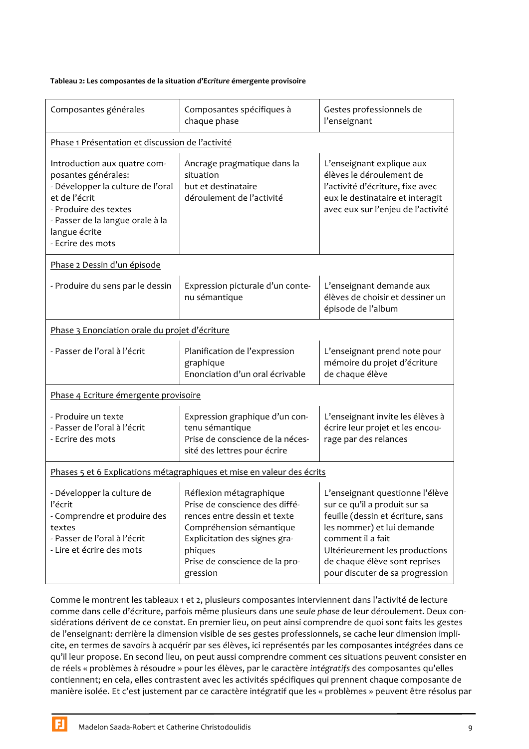**Tableau 2: Les composantes de la situation *d'Ecriture* émergente provisoire**

| Composantes générales | Composantes spécifiques à chaque phase | Gestes professionnels de l'enseignant |
|---|---|---|
| Phase 1 Présentation et discussion de l'activité | | |
| Introduction aux quatre composantes générales:<br>- Développer la culture de l'oral et de l'écrit<br>- Produire des textes<br>- Passer de la langue orale à la langue écrite<br>- Ecrire des mots | Ancrage pragmatique dans la situation<br>but et destinataire<br>déroulement de l'activité | L'enseignant explique aux élèves le déroulement de l'activité d'écriture, fixe avec eux le destinataire et interagit avec eux sur l'enjeu de l'activité |
| Phase 2 Dessin d'un épisode | | |
| - Produire du sens par le dessin | Expression picturale d'un contenu sémantique | L'enseignant demande aux élèves de choisir et dessiner un épisode de l'album |
| Phase 3 Enonciation orale du projet d'écriture | | |
| - Passer de l'oral à l'écrit | Planification de l'expression graphique<br>Enonciation d'un oral écrivable | L'enseignant prend note pour mémoire du projet d'écriture de chaque élève |
| Phase 4 Ecriture émergente provisoire | | |
| - Produire un texte<br>- Passer de l'oral à l'écrit<br>- Ecrire des mots | Expression graphique d'un contenu sémantique<br>Prise de conscience de la nécessité des lettres pour écrire | L'enseignant invite les élèves à écrire leur projet et les encourage par des relances |
| Phases 5 et 6 Explications métagraphiques et mise en valeur des écrits | | |
| - Développer la culture de l'écrit<br>- Comprendre et produire des textes<br>- Passer de l'oral à l'écrit<br>- Lire et écrire des mots | Réflexion métagraphique<br>Prise de conscience des différences entre dessin et texte<br>Compréhension sémantique<br>Explicitation des signes graphiques<br>Prise de conscience de la progression | L'enseignant questionne l'élève sur ce qu'il a produit sur sa feuille (dessin et écriture, sans les nommer) et lui demande comment il a fait<br>Ultérieurement les productions de chaque élève sont reprises pour discuter de sa progression |

Comme le montrent les tableaux 1 et 2, plusieurs composantes interviennent dans l'activité de lecture comme dans celle d'écriture, parfois même plusieurs dans *une seule phase* de leur déroulement. Deux considérations dérivent de ce constat. En premier lieu, on peut ainsi comprendre de quoi sont faits les gestes de l'enseignant: derrière la dimension visible de ses gestes professionnels, se cache leur dimension implicite, en termes de savoirs à acquérir par ses élèves, ici représentés par les composantes intégrées dans ce qu'il leur propose. En second lieu, on peut aussi comprendre comment ces situations peuvent consister en de réels « problèmes à résoudre » pour les élèves, par le caractère *intégratifs* des composantes qu'elles contiennent; en cela, elles contrastent avec les activités spécifiques qui prennent chaque composante de manière isolée. Et c'est justement par ce caractère intégratif que les « problèmes » peuvent être résolus par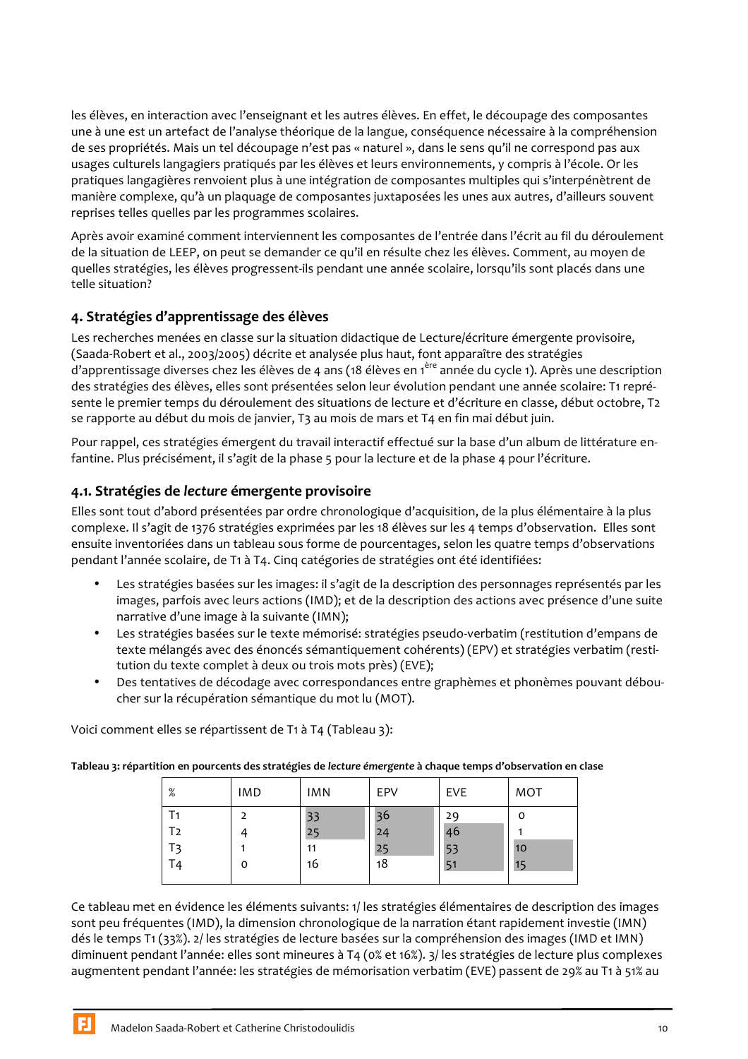les élèves, en interaction avec l'enseignant et les autres élèves. En effet, le découpage des composantes une à une est un artefact de l'analyse théorique de la langue, conséquence nécessaire à la compréhension de ses propriétés. Mais un tel découpage n'est pas « naturel », dans le sens qu'il ne correspond pas aux usages culturels langagiers pratiqués par les élèves et leurs environnements, y compris à l'école. Or les pratiques langagières renvoient plus à une intégration de composantes multiples qui s'interpénètrent de manière complexe, qu'à un plaquage de composantes juxtaposées les unes aux autres, d'ailleurs souvent reprises telles quelles par les programmes scolaires.

Après avoir examiné comment interviennent les composantes de l'entrée dans l'écrit au fil du déroulement de la situation de LEEP, on peut se demander ce qu'il en résulte chez les élèves. Comment, au moyen de quelles stratégies, les élèves progressent-ils pendant une année scolaire, lorsqu'ils sont placés dans une telle situation?

## 4. Stratégies d'apprentissage des élèves

Les recherches menées en classe sur la situation didactique de Lecture/écriture émergente provisoire, (Saada-Robert et al., 2003/2005) décrite et analysée plus haut, font apparaître des stratégies d'apprentissage diverses chez les élèves de 4 ans (18 élèves en 1ère année du cycle 1). Après une description des stratégies des élèves, elles sont présentées selon leur évolution pendant une année scolaire: T1 représente le premier temps du déroulement des situations de lecture et d'écriture en classe, début octobre, T2 se rapporte au début du mois de janvier, T3 au mois de mars et T4 en fin mai début juin.

Pour rappel, ces stratégies émergent du travail interactif effectué sur la base d'un album de littérature enfantine. Plus précisément, il s'agit de la phase 5 pour la lecture et de la phase 4 pour l'écriture.

### 4.1. Stratégies de *lecture* émergente provisoire

Elles sont tout d'abord présentées par ordre chronologique d'acquisition, de la plus élémentaire à la plus complexe. Il s'agit de 1376 stratégies exprimées par les 18 élèves sur les 4 temps d'observation. Elles sont ensuite inventoriées dans un tableau sous forme de pourcentages, selon les quatre temps d'observations pendant l'année scolaire, de T1 à T4. Cinq catégories de stratégies ont été identifiées:

- Les stratégies basées sur les images: il s'agit de la description des personnages représentés par les images, parfois avec leurs actions (IMD); et de la description des actions avec présence d'une suite narrative d'une image à la suivante (IMN);
- Les stratégies basées sur le texte mémorisé: stratégies pseudo-verbatim (restitution d'empans de texte mélangés avec des énoncés sémantiquement cohérents) (EPV) et stratégies verbatim (restitution du texte complet à deux ou trois mots près) (EVE);
- Des tentatives de décodage avec correspondances entre graphèmes et phonèmes pouvant déboucher sur la récupération sémantique du mot lu (MOT).

Voici comment elles se répartissent de T1 à T4 (Tableau 3):

**Tableau 3: répartition en pourcents des stratégies de *lecture émergente* à chaque temps d'observation en clase**

| % | IMD | IMN | EPV | EVE | MOT |
|---|---|---|---|---|---|
| T1 | 2 | 33 | 36 | 29 | 0 |
| T2 | 4 | 25 | 24 | 46 | 1 |
| T3 | 1 | 11 | 25 | 53 | 10 |
| T4 | 0 | 16 | 18 | 51 | 15 |

Ce tableau met en évidence les éléments suivants: 1/ les stratégies élémentaires de description des images sont peu fréquentes (IMD), la dimension chronologique de la narration étant rapidement investie (IMN) dés le temps T1 (33%). 2/ les stratégies de lecture basées sur la compréhension des images (IMD et IMN) diminuent pendant l'année: elles sont mineures à T4 (0% et 16%). 3/ les stratégies de lecture plus complexes augmentent pendant l'année: les stratégies de mémorisation verbatim (EVE) passent de 29% au T1 à 51% au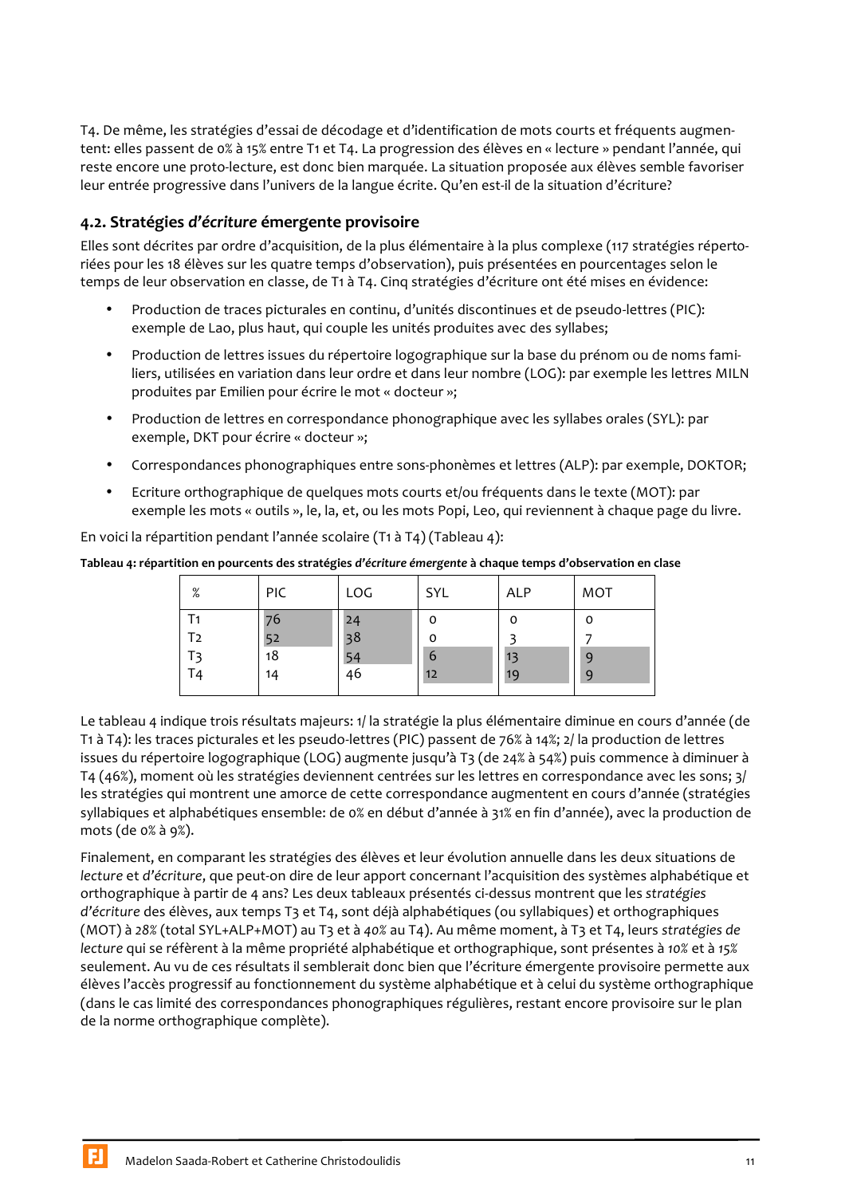T4. De même, les stratégies d'essai de décodage et d'identification de mots courts et fréquents augmentent: elles passent de 0% à 15% entre T1 et T4. La progression des élèves en « lecture » pendant l'année, qui reste encore une proto-lecture, est donc bien marquée. La situation proposée aux élèves semble favoriser leur entrée progressive dans l'univers de la langue écrite. Qu'en est-il de la situation d'écriture?

### 4.2. Stratégies *d'écriture* émergente provisoire

Elles sont décrites par ordre d'acquisition, de la plus élémentaire à la plus complexe (117 stratégies répertoriées pour les 18 élèves sur les quatre temps d'observation), puis présentées en pourcentages selon le temps de leur observation en classe, de T1 à T4. Cinq stratégies d'écriture ont été mises en évidence:

- Production de traces picturales en continu, d'unités discontinues et de pseudo-lettres (PIC): exemple de Lao, plus haut, qui couple les unités produites avec des syllabes;
- Production de lettres issues du répertoire logographique sur la base du prénom ou de noms familiers, utilisées en variation dans leur ordre et dans leur nombre (LOG): par exemple les lettres MILN produites par Emilien pour écrire le mot « docteur »;
- Production de lettres en correspondance phonographique avec les syllabes orales (SYL): par exemple, DKT pour écrire « docteur »;
- Correspondances phonographiques entre sons-phonèmes et lettres (ALP): par exemple, DOKTOR;
- Ecriture orthographique de quelques mots courts et/ou fréquents dans le texte (MOT): par exemple les mots « outils », le, la, et, ou les mots Popi, Leo, qui reviennent à chaque page du livre.

En voici la répartition pendant l'année scolaire (T1 à T4) (Tableau 4):

**Tableau 4: répartition en pourcents des stratégies *d'écriture émergente* à chaque temps d'observation en clase**

| % | PIC | LOG | SYL | ALP | MOT |
|---|---|---|---|---|---|
| T1 | 76 | 24 | 0 | 0 | 0 |
| T2 | 52 | 38 | 0 | 3 | 7 |
| T3 | 18 | 54 | 6 | 13 | 9 |
| T4 | 14 | 46 | 12 | 19 | 9 |

Le tableau 4 indique trois résultats majeurs: 1/ la stratégie la plus élémentaire diminue en cours d'année (de T1 à T4): les traces picturales et les pseudo-lettres (PIC) passent de 76% à 14%; 2/ la production de lettres issues du répertoire logographique (LOG) augmente jusqu'à T3 (de 24% à 54%) puis commence à diminuer à T4 (46%), moment où les stratégies deviennent centrées sur les lettres en correspondance avec les sons; 3/ les stratégies qui montrent une amorce de cette correspondance augmentent en cours d'année (stratégies syllabiques et alphabétiques ensemble: de 0% en début d'année à 31% en fin d'année), avec la production de mots (de 0% à 9%).

Finalement, en comparant les stratégies des élèves et leur évolution annuelle dans les deux situations de *lecture* et *d'écriture*, que peut-on dire de leur apport concernant l'acquisition des systèmes alphabétique et orthographique à partir de 4 ans? Les deux tableaux présentés ci-dessus montrent que les *stratégies d'écriture* des élèves, aux temps T3 et T4, sont déjà alphabétiques (ou syllabiques) et orthographiques (MOT) à *28%* (total SYL+ALP+MOT) au T3 et à *40%* au T4). Au même moment, à T3 et T4, leurs *stratégies de lecture* qui se réfèrent à la même propriété alphabétique et orthographique, sont présentes à *10%* et à *15%* seulement. Au vu de ces résultats il semblerait donc bien que l'écriture émergente provisoire permette aux élèves l'accès progressif au fonctionnement du système alphabétique et à celui du système orthographique (dans le cas limité des correspondances phonographiques régulières, restant encore provisoire sur le plan de la norme orthographique complète).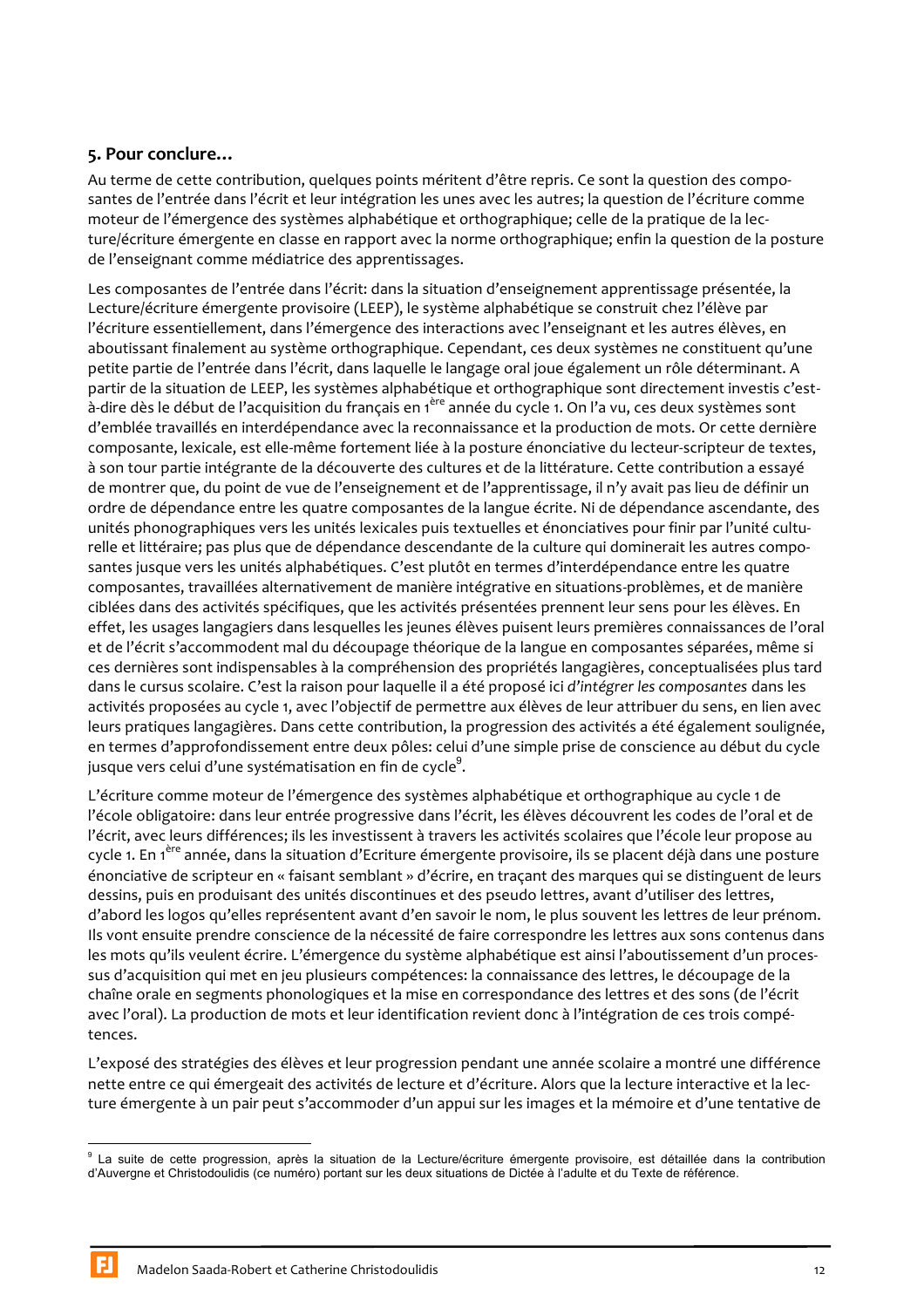## 5. Pour conclure…

Au terme de cette contribution, quelques points méritent d'être repris. Ce sont la question des composantes de l'entrée dans l'écrit et leur intégration les unes avec les autres; la question de l'écriture comme moteur de l'émergence des systèmes alphabétique et orthographique; celle de la pratique de la lecture/écriture émergente en classe en rapport avec la norme orthographique; enfin la question de la posture de l'enseignant comme médiatrice des apprentissages.

Les composantes de l'entrée dans l'écrit: dans la situation d'enseignement apprentissage présentée, la Lecture/écriture émergente provisoire (LEEP), le système alphabétique se construit chez l'élève par l'écriture essentiellement, dans l'émergence des interactions avec l'enseignant et les autres élèves, en aboutissant finalement au système orthographique. Cependant, ces deux systèmes ne constituent qu'une petite partie de l'entrée dans l'écrit, dans laquelle le langage oral joue également un rôle déterminant. A partir de la situation de LEEP, les systèmes alphabétique et orthographique sont directement investis c'est-à-dire dès le début de l'acquisition du français en 1ère année du cycle 1. On l'a vu, ces deux systèmes sont d'emblée travaillés en interdépendance avec la reconnaissance et la production de mots. Or cette dernière composante, lexicale, est elle-même fortement liée à la posture énonciative du lecteur-scripteur de textes, à son tour partie intégrante de la découverte des cultures et de la littérature. Cette contribution a essayé de montrer que, du point de vue de l'enseignement et de l'apprentissage, il n'y avait pas lieu de définir un ordre de dépendance entre les quatre composantes de la langue écrite. Ni de dépendance ascendante, des unités phonographiques vers les unités lexicales puis textuelles et énonciatives pour finir par l'unité culturelle et littéraire; pas plus que de dépendance descendante de la culture qui dominerait les autres composantes jusque vers les unités alphabétiques. C'est plutôt en termes d'interdépendance entre les quatre composantes, travaillées alternativement de manière intégrative en situations-problèmes, et de manière ciblées dans des activités spécifiques, que les activités présentées prennent leur sens pour les élèves. En effet, les usages langagiers dans lesquelles les jeunes élèves puisent leurs premières connaissances de l'oral et de l'écrit s'accommodent mal du découpage théorique de la langue en composantes séparées, même si ces dernières sont indispensables à la compréhension des propriétés langagières, conceptualisées plus tard dans le cursus scolaire. C'est la raison pour laquelle il a été proposé ici *d'intégrer les composantes* dans les activités proposées au cycle 1, avec l'objectif de permettre aux élèves de leur attribuer du sens, en lien avec leurs pratiques langagières. Dans cette contribution, la progression des activités a été également soulignée, en termes d'approfondissement entre deux pôles: celui d'une simple prise de conscience au début du cycle jusque vers celui d'une systématisation en fin de cycle[9].

L'écriture comme moteur de l'émergence des systèmes alphabétique et orthographique au cycle 1 de l'école obligatoire: dans leur entrée progressive dans l'écrit, les élèves découvrent les codes de l'oral et de l'écrit, avec leurs différences; ils les investissent à travers les activités scolaires que l'école leur propose au cycle 1. En 1ère année, dans la situation d'Ecriture émergente provisoire, ils se placent déjà dans une posture énonciative de scripteur en « faisant semblant » d'écrire, en traçant des marques qui se distinguent de leurs dessins, puis en produisant des unités discontinues et des pseudo lettres, avant d'utiliser des lettres, d'abord les logos qu'elles représentent avant d'en savoir le nom, le plus souvent les lettres de leur prénom. Ils vont ensuite prendre conscience de la nécessité de faire correspondre les lettres aux sons contenus dans les mots qu'ils veulent écrire. L'émergence du système alphabétique est ainsi l'aboutissement d'un processus d'acquisition qui met en jeu plusieurs compétences: la connaissance des lettres, le découpage de la chaîne orale en segments phonologiques et la mise en correspondance des lettres et des sons (de l'écrit avec l'oral). La production de mots et leur identification revient donc à l'intégration de ces trois compétences.

L'exposé des stratégies des élèves et leur progression pendant une année scolaire a montré une différence nette entre ce qui émergeait des activités de lecture et d'écriture. Alors que la lecture interactive et la lecture émergente à un pair peut s'accommoder d'un appui sur les images et la mémoire et d'une tentative de

---

[9] La suite de cette progression, après la situation de la Lecture/écriture émergente provisoire, est détaillée dans la contribution d'Auvergne et Christodoulidis (ce numéro) portant sur les deux situations de Dictée à l'adulte et du Texte de référence.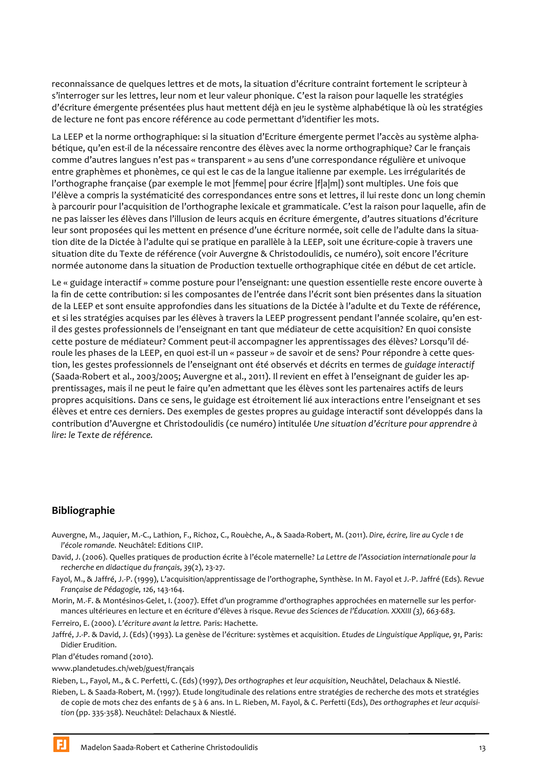reconnaissance de quelques lettres et de mots, la situation d'écriture contraint fortement le scripteur à s'interroger sur les lettres, leur nom et leur valeur phonique. C'est la raison pour laquelle les stratégies d'écriture émergente présentées plus haut mettent déjà en jeu le système alphabétique là où les stratégies de lecture ne font pas encore référence au code permettant d'identifier les mots.

La LEEP et la norme orthographique: si la situation d'Ecriture émergente permet l'accès au système alphabétique, qu'en est-il de la nécessaire rencontre des élèves avec la norme orthographique? Car le français comme d'autres langues n'est pas « transparent » au sens d'une correspondance régulière et univoque entre graphèmes et phonèmes, ce qui est le cas de la langue italienne par exemple. Les irrégularités de l'orthographe française (par exemple le mot |femme| pour écrire |f|a|m|) sont multiples. Une fois que l'élève a compris la systématicité des correspondances entre sons et lettres, il lui reste donc un long chemin à parcourir pour l'acquisition de l'orthographe lexicale et grammaticale. C'est la raison pour laquelle, afin de ne pas laisser les élèves dans l'illusion de leurs acquis en écriture émergente, d'autres situations d'écriture leur sont proposées qui les mettent en présence d'une écriture normée, soit celle de l'adulte dans la situation dite de la Dictée à l'adulte qui se pratique en parallèle à la LEEP, soit une écriture-copie à travers une situation dite du Texte de référence (voir Auvergne & Christodoulidis, ce numéro), soit encore l'écriture normée autonome dans la situation de Production textuelle orthographique citée en début de cet article.

Le « guidage interactif » comme posture pour l'enseignant: une question essentielle reste encore ouverte à la fin de cette contribution: si les composantes de l'entrée dans l'écrit sont bien présentes dans la situation de la LEEP et sont ensuite approfondies dans les situations de la Dictée à l'adulte et du Texte de référence, et si les stratégies acquises par les élèves à travers la LEEP progressent pendant l'année scolaire, qu'en est-il des gestes professionnels de l'enseignant en tant que médiateur de cette acquisition? En quoi consiste cette posture de médiateur? Comment peut-il accompagner les apprentissages des élèves? Lorsqu'il déroule les phases de la LEEP, en quoi est-il un « passeur » de savoir et de sens? Pour répondre à cette question, les gestes professionnels de l'enseignant ont été observés et décrits en termes de *guidage interactif* (Saada-Robert et al., 2003/2005; Auvergne et al., 2011). Il revient en effet à l'enseignant de guider les apprentissages, mais il ne peut le faire qu'en admettant que les élèves sont les partenaires actifs de leurs propres acquisitions. Dans ce sens, le guidage est étroitement lié aux interactions entre l'enseignant et ses élèves et entre ces derniers. Des exemples de gestes propres au guidage interactif sont développés dans la contribution d'Auvergne et Christodoulidis (ce numéro) intitulée *Une situation d'écriture pour apprendre à lire: le Texte de référence.*

## Bibliographie

Auvergne, M., Jaquier, M.-C., Lathion, F., Richoz, C., Rouèche, A., & Saada-Robert, M. (2011). *Dire, écrire, lire au Cycle 1 de l'école romande.* Neuchâtel: Editions CIIP.

David, J. (2006). Quelles pratiques de production écrite à l'école maternelle? *La Lettre de l'Association internationale pour la recherche en didactique du français, 39*(2), 23-27.

Fayol, M., & Jaffré, J.-P. (1999), L'acquisition/apprentissage de l'orthographe, Synthèse. In M. Fayol et J.-P. Jaffré (Eds). *Revue Française de Pédagogie, 126*, 143-164.

Morin, M.-F. & Montésinos-Gelet, I. (2007). Effet d'un programme d'orthographes approchées en maternelle sur les performances ultérieures en lecture et en écriture d'élèves à risque. *Revue des Sciences de l'Éducation. XXXIII (3), 663-683.*

Ferreiro, E. (2000). *L'écriture avant la lettre.* Paris: Hachette.

Jaffré, J.-P. & David, J. (Eds) (1993). La genèse de l'écriture: systèmes et acquisition. *Etudes de Linguistique Applique, 91*, Paris: Didier Erudition.

Plan d'études romand (2010).

www.plandetudes.ch/web/guest/français

Rieben, L., Fayol, M., & C. Perfetti, C. (Eds) (1997), *Des orthographes et leur acquisition*, Neuchâtel, Delachaux & Niestlé.

Rieben, L. & Saada-Robert, M. (1997). Etude longitudinale des relations entre stratégies de recherche des mots et stratégies de copie de mots chez des enfants de 5 à 6 ans. In L. Rieben, M. Fayol, & C. Perfetti (Eds), *Des orthographes et leur acquisition* (pp. 335-358). Neuchâtel: Delachaux & Niestlé.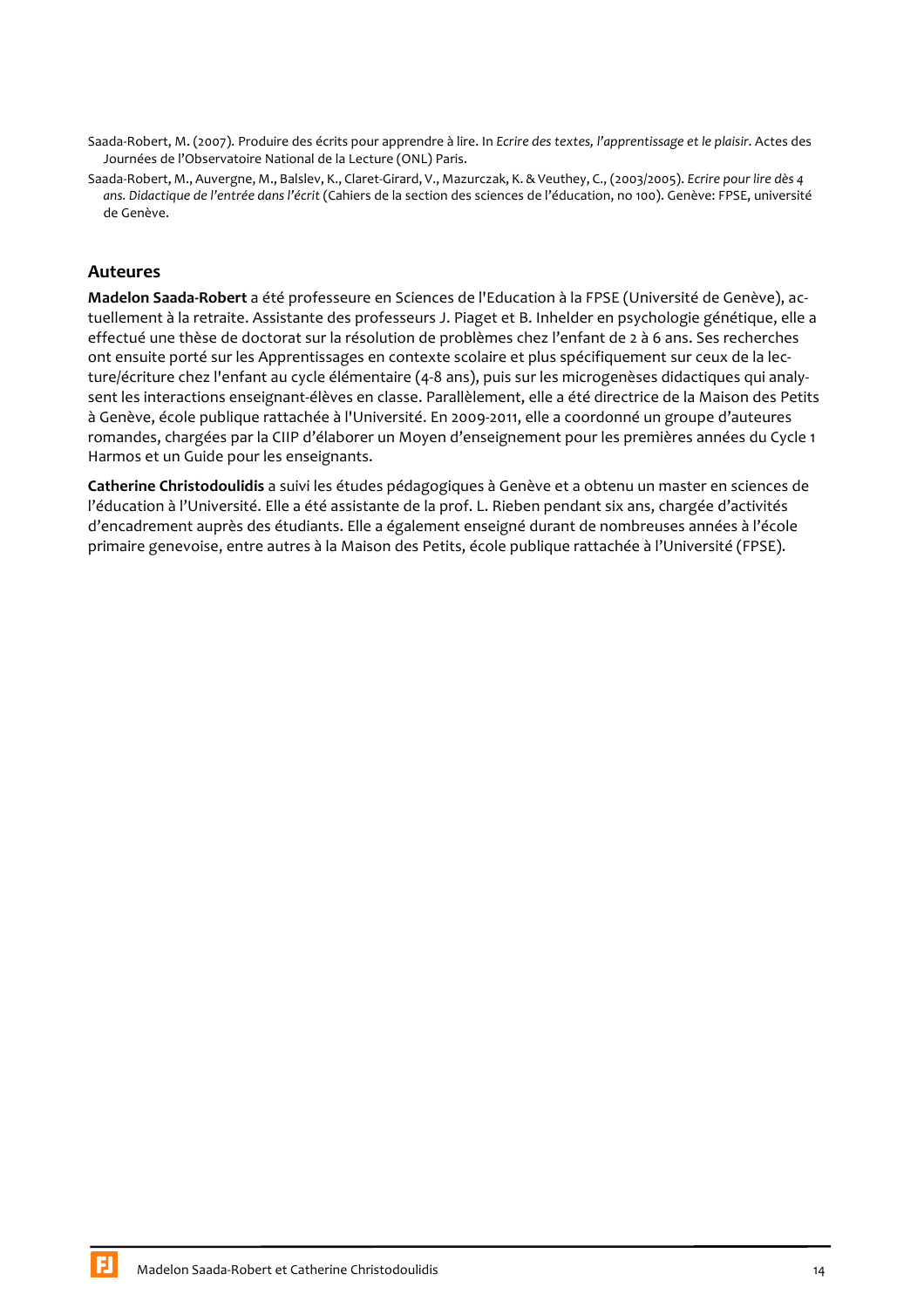Saada-Robert, M. (2007). Produire des écrits pour apprendre à lire. In *Ecrire des textes, l'apprentissage et le plaisir*. Actes des Journées de l'Observatoire National de la Lecture (ONL) Paris.

Saada-Robert, M., Auvergne, M., Balslev, K., Claret-Girard, V., Mazurczak, K. & Veuthey, C., (2003/2005). *Ecrire pour lire dès 4 ans. Didactique de l'entrée dans l'écrit* (Cahiers de la section des sciences de l'éducation, no 100). Genève: FPSE, université de Genève.

## Auteures

**Madelon Saada-Robert** a été professeure en Sciences de l'Education à la FPSE (Université de Genève), actuellement à la retraite. Assistante des professeurs J. Piaget et B. Inhelder en psychologie génétique, elle a effectué une thèse de doctorat sur la résolution de problèmes chez l'enfant de 2 à 6 ans. Ses recherches ont ensuite porté sur les Apprentissages en contexte scolaire et plus spécifiquement sur ceux de la lecture/écriture chez l'enfant au cycle élémentaire (4-8 ans), puis sur les microgenèses didactiques qui analysent les interactions enseignant-élèves en classe. Parallèlement, elle a été directrice de la Maison des Petits à Genève, école publique rattachée à l'Université. En 2009-2011, elle a coordonné un groupe d'auteures romandes, chargées par la CIIP d'élaborer un Moyen d'enseignement pour les premières années du Cycle 1 Harmos et un Guide pour les enseignants.

**Catherine Christodoulidis** a suivi les études pédagogiques à Genève et a obtenu un master en sciences de l'éducation à l'Université. Elle a été assistante de la prof. L. Rieben pendant six ans, chargée d'activités d'encadrement auprès des étudiants. Elle a également enseigné durant de nombreuses années à l'école primaire genevoise, entre autres à la Maison des Petits, école publique rattachée à l'Université (FPSE).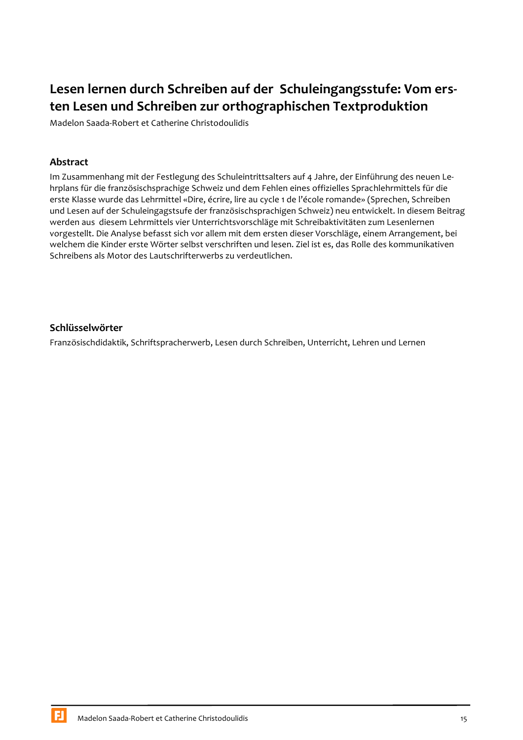# Lesen lernen durch Schreiben auf der Schuleingangsstufe: Vom ersten Lesen und Schreiben zur orthographischen Textproduktion

Madelon Saada-Robert et Catherine Christodoulidis

## Abstract

Im Zusammenhang mit der Festlegung des Schuleintrittsalters auf 4 Jahre, der Einführung des neuen Lehrplans für die französischsprachige Schweiz und dem Fehlen eines offizielles Sprachlehrmittels für die erste Klasse wurde das Lehrmittel «Dire, écrire, lire au cycle 1 de l'école romande» (Sprechen, Schreiben und Lesen auf der Schuleingagstsufe der französischsprachigen Schweiz) neu entwickelt. In diesem Beitrag werden aus diesem Lehrmittels vier Unterrichtsvorschläge mit Schreibaktivitäten zum Lesenlernen vorgestellt. Die Analyse befasst sich vor allem mit dem ersten dieser Vorschläge, einem Arrangement, bei welchem die Kinder erste Wörter selbst verschriften und lesen. Ziel ist es, das Rolle des kommunikativen Schreibens als Motor des Lautschrifterwerbs zu verdeutlichen.

## Schlüsselwörter

Französischdidaktik, Schriftspracherwerb, Lesen durch Schreiben, Unterricht, Lehren und Lernen